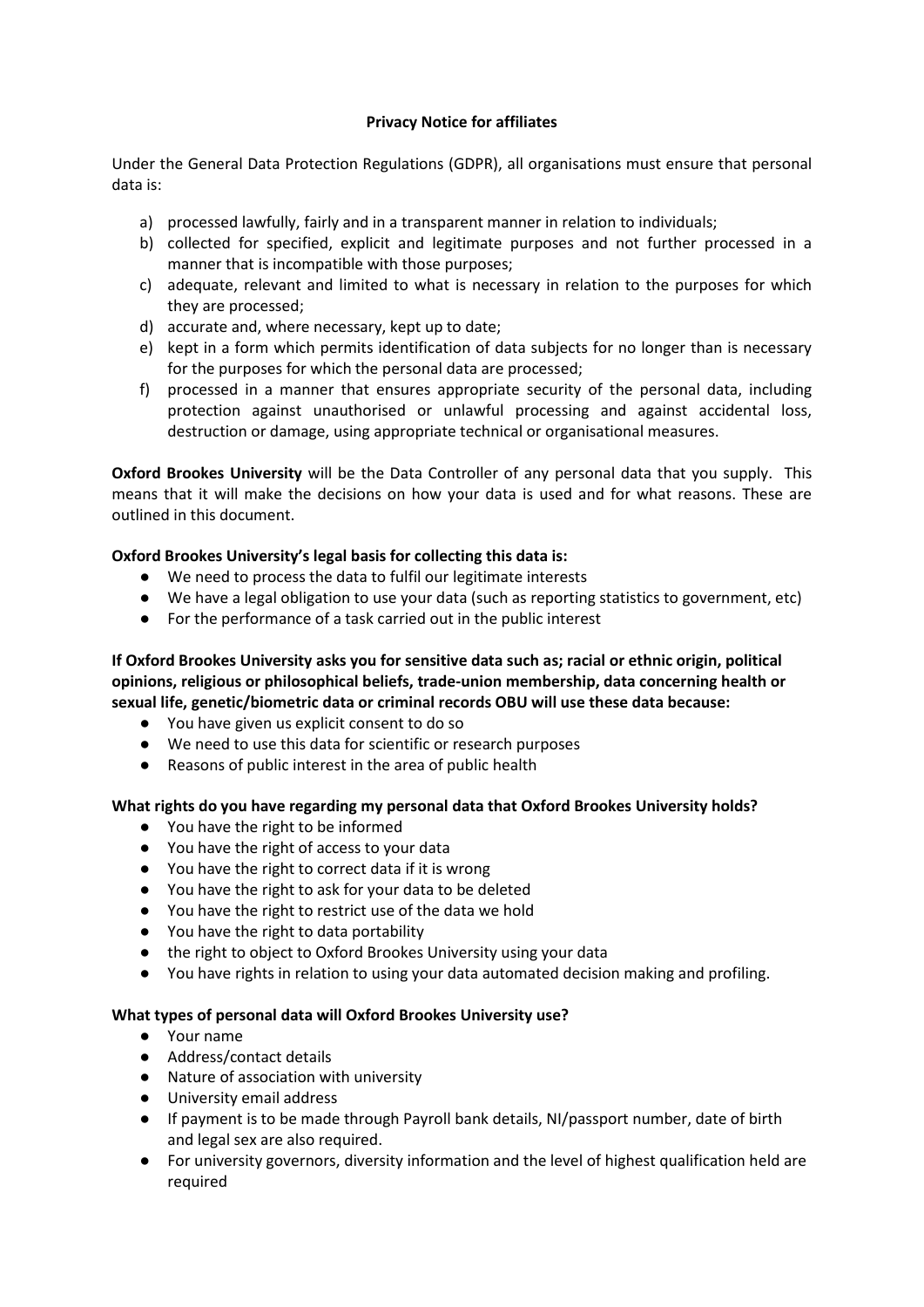**Privacy Notice for affiliates**

Under the General Data Protection Regulations (GDPR), all organisations must ensure that personal data is:

a) processed lawfully, fairly and in a transparent manner in relation to individuals;
b) collected for specified, explicit and legitimate purposes and not further processed in a manner that is incompatible with those purposes;
c) adequate, relevant and limited to what is necessary in relation to the purposes for which they are processed;
d) accurate and, where necessary, kept up to date;
e) kept in a form which permits identification of data subjects for no longer than is necessary for the purposes for which the personal data are processed;
f) processed in a manner that ensures appropriate security of the personal data, including protection against unauthorised or unlawful processing and against accidental loss, destruction or damage, using appropriate technical or organisational measures.

**Oxford Brookes University** will be the Data Controller of any personal data that you supply. This means that it will make the decisions on how your data is used and for what reasons. These are outlined in this document.

**Oxford Brookes University's legal basis for collecting this data is:**

- We need to process the data to fulfil our legitimate interests
- We have a legal obligation to use your data (such as reporting statistics to government, etc)
- For the performance of a task carried out in the public interest

**If Oxford Brookes University asks you for sensitive data such as; racial or ethnic origin, political opinions, religious or philosophical beliefs, trade-union membership, data concerning health or sexual life, genetic/biometric data or criminal records OBU will use these data because:**

- You have given us explicit consent to do so
- We need to use this data for scientific or research purposes
- Reasons of public interest in the area of public health

**What rights do you have regarding my personal data that Oxford Brookes University holds?**

- You have the right to be informed
- You have the right of access to your data
- You have the right to correct data if it is wrong
- You have the right to ask for your data to be deleted
- You have the right to restrict use of the data we hold
- You have the right to data portability
- the right to object to Oxford Brookes University using your data
- You have rights in relation to using your data automated decision making and profiling.

**What types of personal data will Oxford Brookes University use?**

- Your name
- Address/contact details
- Nature of association with university
- University email address
- If payment is to be made through Payroll bank details, NI/passport number, date of birth and legal sex are also required.
- For university governors, diversity information and the level of highest qualification held are required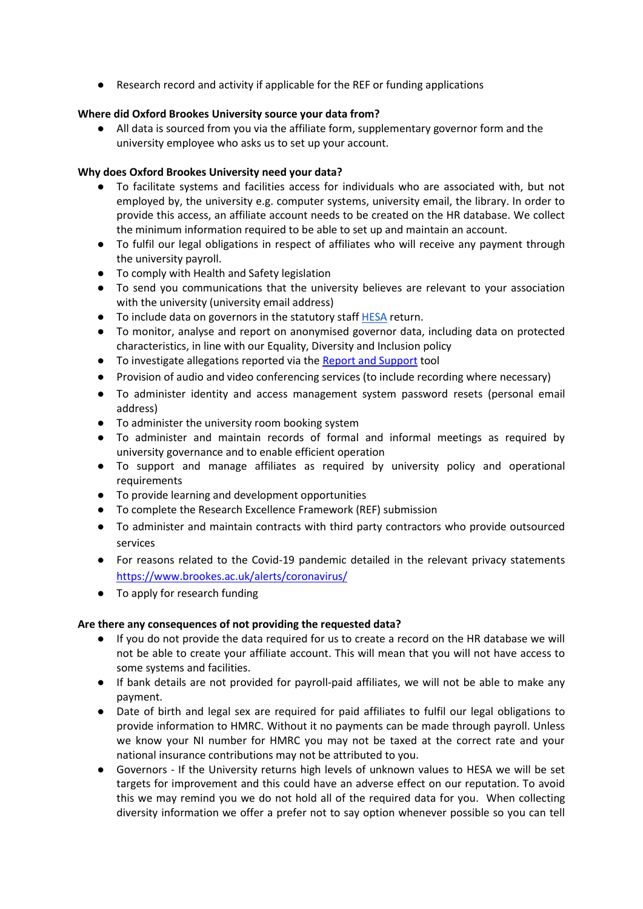- Research record and activity if applicable for the REF or funding applications

**Where did Oxford Brookes University source your data from?**

- All data is sourced from you via the affiliate form, supplementary governor form and the university employee who asks us to set up your account.

**Why does Oxford Brookes University need your data?**

- To facilitate systems and facilities access for individuals who are associated with, but not employed by, the university e.g. computer systems, university email, the library. In order to provide this access, an affiliate account needs to be created on the HR database. We collect the minimum information required to be able to set up and maintain an account.
- To fulfil our legal obligations in respect of affiliates who will receive any payment through the university payroll.
- To comply with Health and Safety legislation
- To send you communications that the university believes are relevant to your association with the university (university email address)
- To include data on governors in the statutory staff [HESA](HESA) return.
- To monitor, analyse and report on anonymised governor data, including data on protected characteristics, in line with our Equality, Diversity and Inclusion policy
- To investigate allegations reported via the [Report and Support](Report and Support) tool
- Provision of audio and video conferencing services (to include recording where necessary)
- To administer identity and access management system password resets (personal email address)
- To administer the university room booking system
- To administer and maintain records of formal and informal meetings as required by university governance and to enable efficient operation
- To support and manage affiliates as required by university policy and operational requirements
- To provide learning and development opportunities
- To complete the Research Excellence Framework (REF) submission
- To administer and maintain contracts with third party contractors who provide outsourced services
- For reasons related to the Covid-19 pandemic detailed in the relevant privacy statements [https://www.brookes.ac.uk/alerts/coronavirus/](https://www.brookes.ac.uk/alerts/coronavirus/)
- To apply for research funding

**Are there any consequences of not providing the requested data?**

- If you do not provide the data required for us to create a record on the HR database we will not be able to create your affiliate account. This will mean that you will not have access to some systems and facilities.
- If bank details are not provided for payroll-paid affiliates, we will not be able to make any payment.
- Date of birth and legal sex are required for paid affiliates to fulfil our legal obligations to provide information to HMRC. Without it no payments can be made through payroll. Unless we know your NI number for HMRC you may not be taxed at the correct rate and your national insurance contributions may not be attributed to you.
- Governors - If the University returns high levels of unknown values to HESA we will be set targets for improvement and this could have an adverse effect on our reputation. To avoid this we may remind you we do not hold all of the required data for you. When collecting diversity information we offer a prefer not to say option whenever possible so you can tell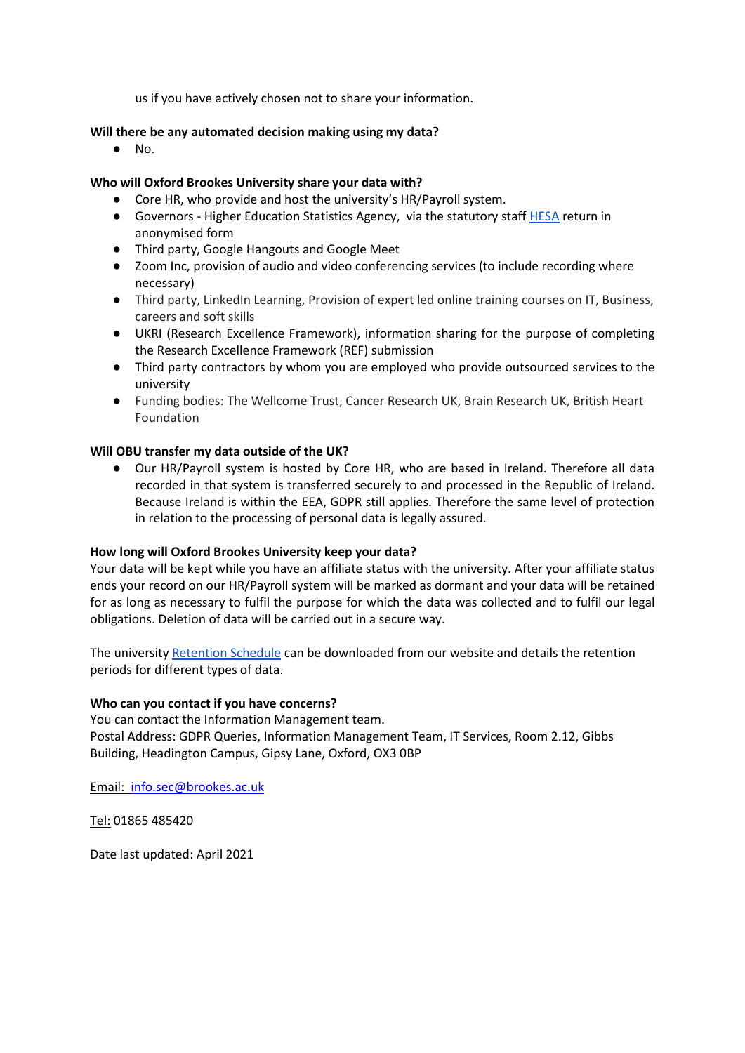us if you have actively chosen not to share your information.

**Will there be any automated decision making using my data?**

- No.

**Who will Oxford Brookes University share your data with?**

- Core HR, who provide and host the university's HR/Payroll system.
- Governors - Higher Education Statistics Agency, via the statutory staff HESA return in anonymised form
- Third party, Google Hangouts and Google Meet
- Zoom Inc, provision of audio and video conferencing services (to include recording where necessary)
- Third party, LinkedIn Learning, Provision of expert led online training courses on IT, Business, careers and soft skills
- UKRI (Research Excellence Framework), information sharing for the purpose of completing the Research Excellence Framework (REF) submission
- Third party contractors by whom you are employed who provide outsourced services to the university
- Funding bodies: The Wellcome Trust, Cancer Research UK, Brain Research UK, British Heart Foundation

**Will OBU transfer my data outside of the UK?**

- Our HR/Payroll system is hosted by Core HR, who are based in Ireland. Therefore all data recorded in that system is transferred securely to and processed in the Republic of Ireland. Because Ireland is within the EEA, GDPR still applies. Therefore the same level of protection in relation to the processing of personal data is legally assured.

**How long will Oxford Brookes University keep your data?**

Your data will be kept while you have an affiliate status with the university. After your affiliate status ends your record on our HR/Payroll system will be marked as dormant and your data will be retained for as long as necessary to fulfil the purpose for which the data was collected and to fulfil our legal obligations. Deletion of data will be carried out in a secure way.

The university Retention Schedule can be downloaded from our website and details the retention periods for different types of data.

**Who can you contact if you have concerns?**

You can contact the Information Management team.

Postal Address: GDPR Queries, Information Management Team, IT Services, Room 2.12, Gibbs Building, Headington Campus, Gipsy Lane, Oxford, OX3 0BP

Email: info.sec@brookes.ac.uk

Tel: 01865 485420

Date last updated: April 2021